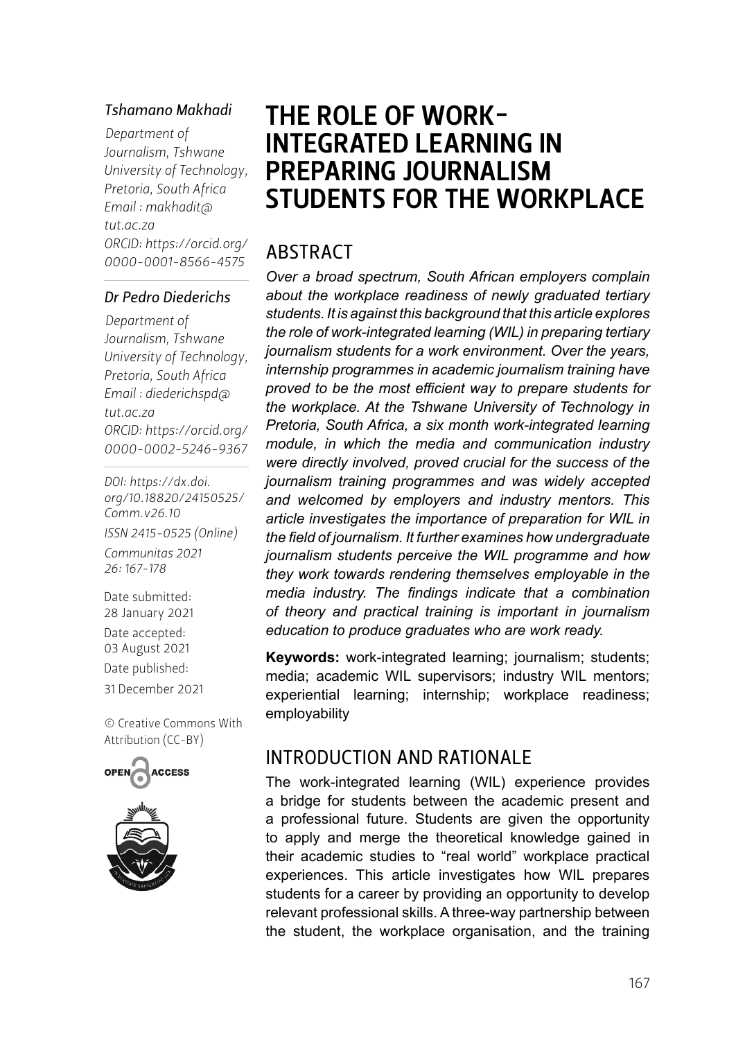# THE ROLE OF WORK-INTEGRATED LEARNING IN PREPARING JOURNALISM STUDENTS FOR THE WORKPLACE

*Tshamano Makhadi*

*Department of Journalism, Tshwane University of Technology, Pretoria, South Africa*
*Email : makhadit@tut.ac.za*
*ORCID: https://orcid.org/0000-0001-8566-4575*

*Dr Pedro Diederichs*

*Department of Journalism, Tshwane University of Technology, Pretoria, South Africa*
*Email : diederichspd@tut.ac.za*
*ORCID: https://orcid.org/0000-0002-5246-9367*

*DOI: https://dx.doi.org/10.18820/24150525/Comm.v26.10*

*ISSN 2415-0525 (Online)*

*Communitas 2021 26: 167-178*

Date submitted: 28 January 2021

Date accepted: 03 August 2021

Date published: 31 December 2021

© Creative Commons With Attribution (CC-BY)

## ABSTRACT

*Over a broad spectrum, South African employers complain about the workplace readiness of newly graduated tertiary students. It is against this background that this article explores the role of work-integrated learning (WIL) in preparing tertiary journalism students for a work environment. Over the years, internship programmes in academic journalism training have proved to be the most efficient way to prepare students for the workplace. At the Tshwane University of Technology in Pretoria, South Africa, a six month work-integrated learning module, in which the media and communication industry were directly involved, proved crucial for the success of the journalism training programmes and was widely accepted and welcomed by employers and industry mentors. This article investigates the importance of preparation for WIL in the field of journalism. It further examines how undergraduate journalism students perceive the WIL programme and how they work towards rendering themselves employable in the media industry. The findings indicate that a combination of theory and practical training is important in journalism education to produce graduates who are work ready.*

**Keywords:** work-integrated learning; journalism; students; media; academic WIL supervisors; industry WIL mentors; experiential learning; internship; workplace readiness; employability

## INTRODUCTION AND RATIONALE

The work-integrated learning (WIL) experience provides a bridge for students between the academic present and a professional future. Students are given the opportunity to apply and merge the theoretical knowledge gained in their academic studies to "real world" workplace practical experiences. This article investigates how WIL prepares students for a career by providing an opportunity to develop relevant professional skills. A three-way partnership between the student, the workplace organisation, and the training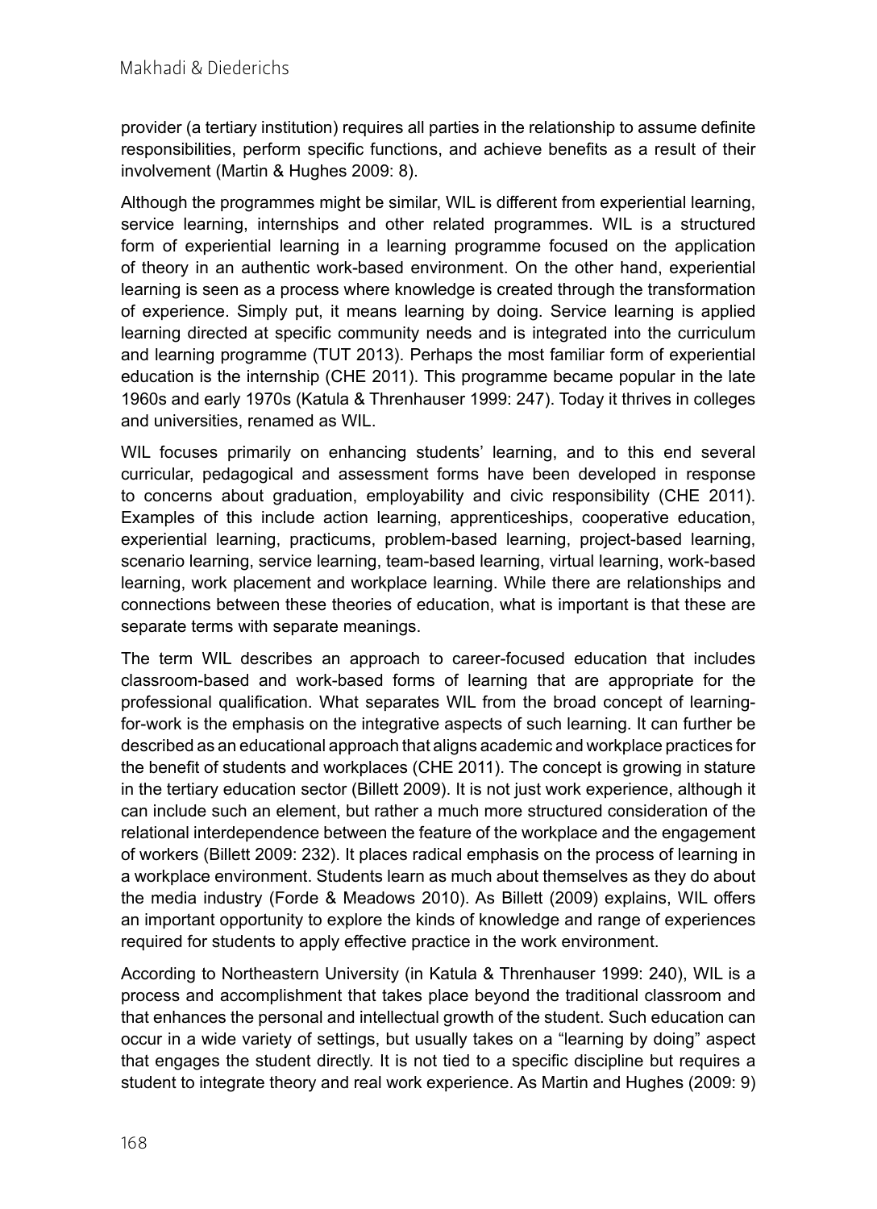provider (a tertiary institution) requires all parties in the relationship to assume definite responsibilities, perform specific functions, and achieve benefits as a result of their involvement (Martin & Hughes 2009: 8).

Although the programmes might be similar, WIL is different from experiential learning, service learning, internships and other related programmes. WIL is a structured form of experiential learning in a learning programme focused on the application of theory in an authentic work-based environment. On the other hand, experiential learning is seen as a process where knowledge is created through the transformation of experience. Simply put, it means learning by doing. Service learning is applied learning directed at specific community needs and is integrated into the curriculum and learning programme (TUT 2013). Perhaps the most familiar form of experiential education is the internship (CHE 2011). This programme became popular in the late 1960s and early 1970s (Katula & Threnhauser 1999: 247). Today it thrives in colleges and universities, renamed as WIL.

WIL focuses primarily on enhancing students' learning, and to this end several curricular, pedagogical and assessment forms have been developed in response to concerns about graduation, employability and civic responsibility (CHE 2011). Examples of this include action learning, apprenticeships, cooperative education, experiential learning, practicums, problem-based learning, project-based learning, scenario learning, service learning, team-based learning, virtual learning, work-based learning, work placement and workplace learning. While there are relationships and connections between these theories of education, what is important is that these are separate terms with separate meanings.

The term WIL describes an approach to career-focused education that includes classroom-based and work-based forms of learning that are appropriate for the professional qualification. What separates WIL from the broad concept of learning-for-work is the emphasis on the integrative aspects of such learning. It can further be described as an educational approach that aligns academic and workplace practices for the benefit of students and workplaces (CHE 2011). The concept is growing in stature in the tertiary education sector (Billett 2009). It is not just work experience, although it can include such an element, but rather a much more structured consideration of the relational interdependence between the feature of the workplace and the engagement of workers (Billett 2009: 232). It places radical emphasis on the process of learning in a workplace environment. Students learn as much about themselves as they do about the media industry (Forde & Meadows 2010). As Billett (2009) explains, WIL offers an important opportunity to explore the kinds of knowledge and range of experiences required for students to apply effective practice in the work environment.

According to Northeastern University (in Katula & Threnhauser 1999: 240), WIL is a process and accomplishment that takes place beyond the traditional classroom and that enhances the personal and intellectual growth of the student. Such education can occur in a wide variety of settings, but usually takes on a "learning by doing" aspect that engages the student directly. It is not tied to a specific discipline but requires a student to integrate theory and real work experience. As Martin and Hughes (2009: 9)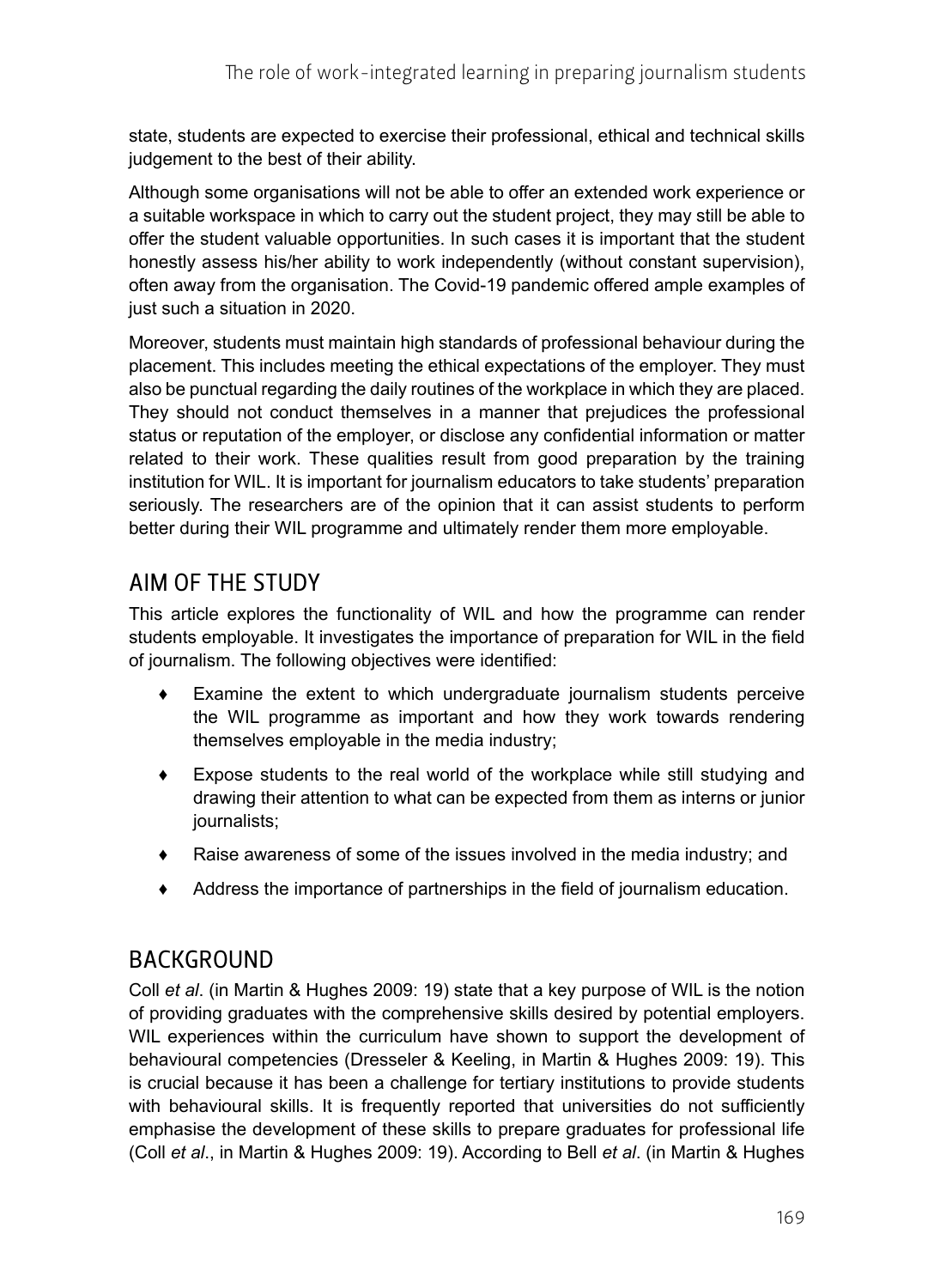state, students are expected to exercise their professional, ethical and technical skills judgement to the best of their ability.

Although some organisations will not be able to offer an extended work experience or a suitable workspace in which to carry out the student project, they may still be able to offer the student valuable opportunities. In such cases it is important that the student honestly assess his/her ability to work independently (without constant supervision), often away from the organisation. The Covid-19 pandemic offered ample examples of just such a situation in 2020.

Moreover, students must maintain high standards of professional behaviour during the placement. This includes meeting the ethical expectations of the employer. They must also be punctual regarding the daily routines of the workplace in which they are placed. They should not conduct themselves in a manner that prejudices the professional status or reputation of the employer, or disclose any confidential information or matter related to their work. These qualities result from good preparation by the training institution for WIL. It is important for journalism educators to take students' preparation seriously. The researchers are of the opinion that it can assist students to perform better during their WIL programme and ultimately render them more employable.

## AIM OF THE STUDY

This article explores the functionality of WIL and how the programme can render students employable. It investigates the importance of preparation for WIL in the field of journalism. The following objectives were identified:

- Examine the extent to which undergraduate journalism students perceive the WIL programme as important and how they work towards rendering themselves employable in the media industry;
- Expose students to the real world of the workplace while still studying and drawing their attention to what can be expected from them as interns or junior journalists;
- Raise awareness of some of the issues involved in the media industry; and
- Address the importance of partnerships in the field of journalism education.

## BACKGROUND

Coll *et al*. (in Martin & Hughes 2009: 19) state that a key purpose of WIL is the notion of providing graduates with the comprehensive skills desired by potential employers. WIL experiences within the curriculum have shown to support the development of behavioural competencies (Dresseler & Keeling, in Martin & Hughes 2009: 19). This is crucial because it has been a challenge for tertiary institutions to provide students with behavioural skills. It is frequently reported that universities do not sufficiently emphasise the development of these skills to prepare graduates for professional life (Coll *et al*., in Martin & Hughes 2009: 19). According to Bell *et al*. (in Martin & Hughes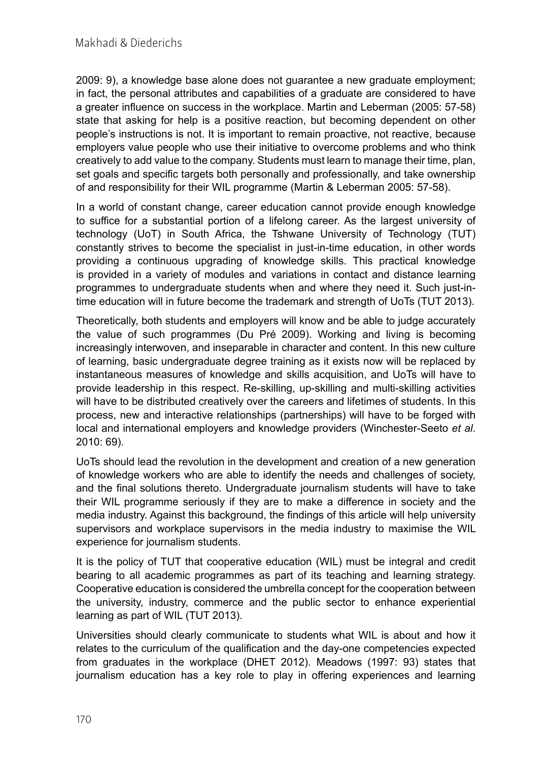2009: 9), a knowledge base alone does not guarantee a new graduate employment; in fact, the personal attributes and capabilities of a graduate are considered to have a greater influence on success in the workplace. Martin and Leberman (2005: 57-58) state that asking for help is a positive reaction, but becoming dependent on other people's instructions is not. It is important to remain proactive, not reactive, because employers value people who use their initiative to overcome problems and who think creatively to add value to the company. Students must learn to manage their time, plan, set goals and specific targets both personally and professionally, and take ownership of and responsibility for their WIL programme (Martin & Leberman 2005: 57-58).

In a world of constant change, career education cannot provide enough knowledge to suffice for a substantial portion of a lifelong career. As the largest university of technology (UoT) in South Africa, the Tshwane University of Technology (TUT) constantly strives to become the specialist in just-in-time education, in other words providing a continuous upgrading of knowledge skills. This practical knowledge is provided in a variety of modules and variations in contact and distance learning programmes to undergraduate students when and where they need it. Such just-in-time education will in future become the trademark and strength of UoTs (TUT 2013).

Theoretically, both students and employers will know and be able to judge accurately the value of such programmes (Du Pré 2009). Working and living is becoming increasingly interwoven, and inseparable in character and content. In this new culture of learning, basic undergraduate degree training as it exists now will be replaced by instantaneous measures of knowledge and skills acquisition, and UoTs will have to provide leadership in this respect. Re-skilling, up-skilling and multi-skilling activities will have to be distributed creatively over the careers and lifetimes of students. In this process, new and interactive relationships (partnerships) will have to be forged with local and international employers and knowledge providers (Winchester-Seeto *et al*. 2010: 69).

UoTs should lead the revolution in the development and creation of a new generation of knowledge workers who are able to identify the needs and challenges of society, and the final solutions thereto. Undergraduate journalism students will have to take their WIL programme seriously if they are to make a difference in society and the media industry. Against this background, the findings of this article will help university supervisors and workplace supervisors in the media industry to maximise the WIL experience for journalism students.

It is the policy of TUT that cooperative education (WIL) must be integral and credit bearing to all academic programmes as part of its teaching and learning strategy. Cooperative education is considered the umbrella concept for the cooperation between the university, industry, commerce and the public sector to enhance experiential learning as part of WIL (TUT 2013).

Universities should clearly communicate to students what WIL is about and how it relates to the curriculum of the qualification and the day-one competencies expected from graduates in the workplace (DHET 2012). Meadows (1997: 93) states that journalism education has a key role to play in offering experiences and learning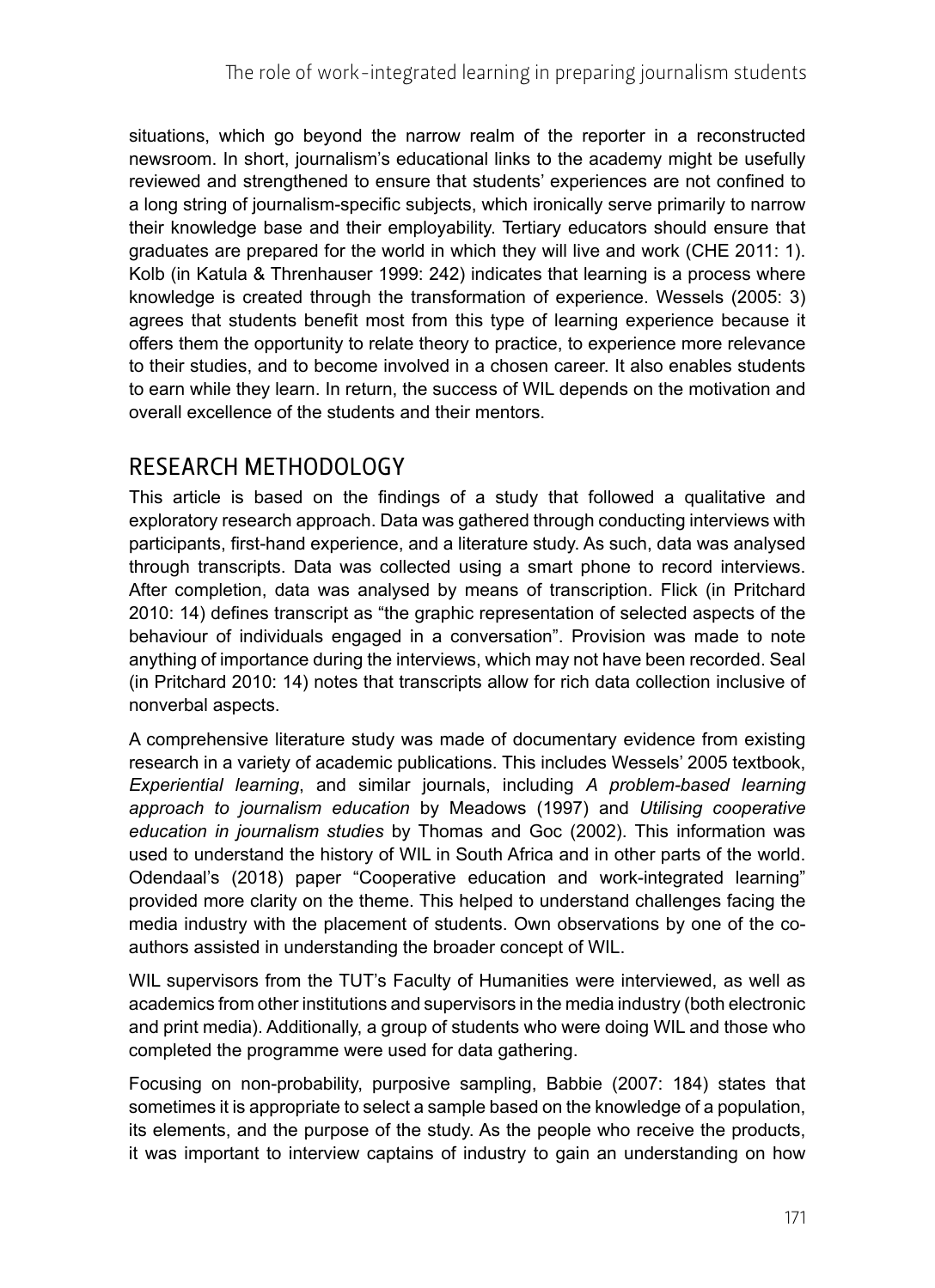situations, which go beyond the narrow realm of the reporter in a reconstructed newsroom. In short, journalism's educational links to the academy might be usefully reviewed and strengthened to ensure that students' experiences are not confined to a long string of journalism-specific subjects, which ironically serve primarily to narrow their knowledge base and their employability. Tertiary educators should ensure that graduates are prepared for the world in which they will live and work (CHE 2011: 1). Kolb (in Katula & Threnhauser 1999: 242) indicates that learning is a process where knowledge is created through the transformation of experience. Wessels (2005: 3) agrees that students benefit most from this type of learning experience because it offers them the opportunity to relate theory to practice, to experience more relevance to their studies, and to become involved in a chosen career. It also enables students to earn while they learn. In return, the success of WIL depends on the motivation and overall excellence of the students and their mentors.

## RESEARCH METHODOLOGY

This article is based on the findings of a study that followed a qualitative and exploratory research approach. Data was gathered through conducting interviews with participants, first-hand experience, and a literature study. As such, data was analysed through transcripts. Data was collected using a smart phone to record interviews. After completion, data was analysed by means of transcription. Flick (in Pritchard 2010: 14) defines transcript as "the graphic representation of selected aspects of the behaviour of individuals engaged in a conversation". Provision was made to note anything of importance during the interviews, which may not have been recorded. Seal (in Pritchard 2010: 14) notes that transcripts allow for rich data collection inclusive of nonverbal aspects.

A comprehensive literature study was made of documentary evidence from existing research in a variety of academic publications. This includes Wessels' 2005 textbook, *Experiential learning*, and similar journals, including *A problem-based learning approach to journalism education* by Meadows (1997) and *Utilising cooperative education in journalism studies* by Thomas and Goc (2002). This information was used to understand the history of WIL in South Africa and in other parts of the world. Odendaal's (2018) paper "Cooperative education and work-integrated learning" provided more clarity on the theme. This helped to understand challenges facing the media industry with the placement of students. Own observations by one of the co-authors assisted in understanding the broader concept of WIL.

WIL supervisors from the TUT's Faculty of Humanities were interviewed, as well as academics from other institutions and supervisors in the media industry (both electronic and print media). Additionally, a group of students who were doing WIL and those who completed the programme were used for data gathering.

Focusing on non-probability, purposive sampling, Babbie (2007: 184) states that sometimes it is appropriate to select a sample based on the knowledge of a population, its elements, and the purpose of the study. As the people who receive the products, it was important to interview captains of industry to gain an understanding on how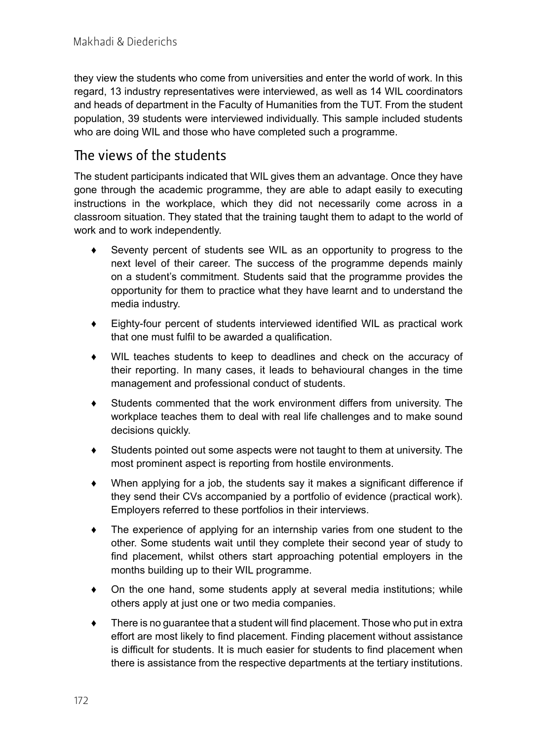they view the students who come from universities and enter the world of work. In this regard, 13 industry representatives were interviewed, as well as 14 WIL coordinators and heads of department in the Faculty of Humanities from the TUT. From the student population, 39 students were interviewed individually. This sample included students who are doing WIL and those who have completed such a programme.

## The views of the students

The student participants indicated that WIL gives them an advantage. Once they have gone through the academic programme, they are able to adapt easily to executing instructions in the workplace, which they did not necessarily come across in a classroom situation. They stated that the training taught them to adapt to the world of work and to work independently.

- Seventy percent of students see WIL as an opportunity to progress to the next level of their career. The success of the programme depends mainly on a student's commitment. Students said that the programme provides the opportunity for them to practice what they have learnt and to understand the media industry.
- Eighty-four percent of students interviewed identified WIL as practical work that one must fulfil to be awarded a qualification.
- WIL teaches students to keep to deadlines and check on the accuracy of their reporting. In many cases, it leads to behavioural changes in the time management and professional conduct of students.
- Students commented that the work environment differs from university. The workplace teaches them to deal with real life challenges and to make sound decisions quickly.
- Students pointed out some aspects were not taught to them at university. The most prominent aspect is reporting from hostile environments.
- When applying for a job, the students say it makes a significant difference if they send their CVs accompanied by a portfolio of evidence (practical work). Employers referred to these portfolios in their interviews.
- The experience of applying for an internship varies from one student to the other. Some students wait until they complete their second year of study to find placement, whilst others start approaching potential employers in the months building up to their WIL programme.
- On the one hand, some students apply at several media institutions; while others apply at just one or two media companies.
- There is no guarantee that a student will find placement. Those who put in extra effort are most likely to find placement. Finding placement without assistance is difficult for students. It is much easier for students to find placement when there is assistance from the respective departments at the tertiary institutions.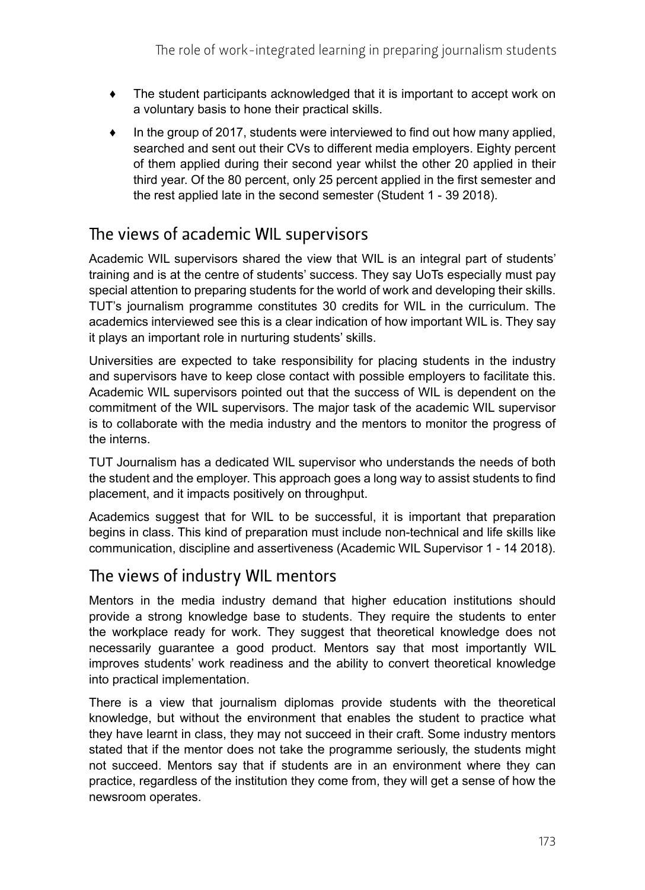- The student participants acknowledged that it is important to accept work on a voluntary basis to hone their practical skills.
- In the group of 2017, students were interviewed to find out how many applied, searched and sent out their CVs to different media employers. Eighty percent of them applied during their second year whilst the other 20 applied in their third year. Of the 80 percent, only 25 percent applied in the first semester and the rest applied late in the second semester (Student 1 - 39 2018).

## The views of academic WIL supervisors

Academic WIL supervisors shared the view that WIL is an integral part of students' training and is at the centre of students' success. They say UoTs especially must pay special attention to preparing students for the world of work and developing their skills. TUT's journalism programme constitutes 30 credits for WIL in the curriculum. The academics interviewed see this is a clear indication of how important WIL is. They say it plays an important role in nurturing students' skills.

Universities are expected to take responsibility for placing students in the industry and supervisors have to keep close contact with possible employers to facilitate this. Academic WIL supervisors pointed out that the success of WIL is dependent on the commitment of the WIL supervisors. The major task of the academic WIL supervisor is to collaborate with the media industry and the mentors to monitor the progress of the interns.

TUT Journalism has a dedicated WIL supervisor who understands the needs of both the student and the employer. This approach goes a long way to assist students to find placement, and it impacts positively on throughput.

Academics suggest that for WIL to be successful, it is important that preparation begins in class. This kind of preparation must include non-technical and life skills like communication, discipline and assertiveness (Academic WIL Supervisor 1 - 14 2018).

## The views of industry WIL mentors

Mentors in the media industry demand that higher education institutions should provide a strong knowledge base to students. They require the students to enter the workplace ready for work. They suggest that theoretical knowledge does not necessarily guarantee a good product. Mentors say that most importantly WIL improves students' work readiness and the ability to convert theoretical knowledge into practical implementation.

There is a view that journalism diplomas provide students with the theoretical knowledge, but without the environment that enables the student to practice what they have learnt in class, they may not succeed in their craft. Some industry mentors stated that if the mentor does not take the programme seriously, the students might not succeed. Mentors say that if students are in an environment where they can practice, regardless of the institution they come from, they will get a sense of how the newsroom operates.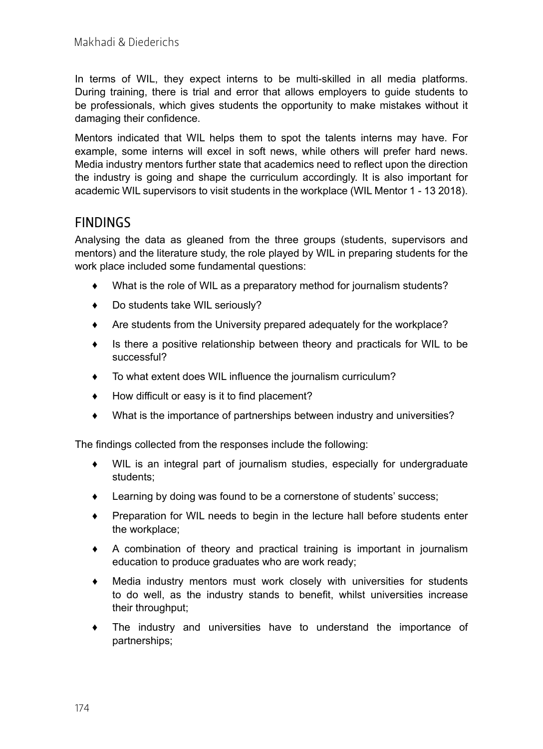In terms of WIL, they expect interns to be multi-skilled in all media platforms. During training, there is trial and error that allows employers to guide students to be professionals, which gives students the opportunity to make mistakes without it damaging their confidence.

Mentors indicated that WIL helps them to spot the talents interns may have. For example, some interns will excel in soft news, while others will prefer hard news. Media industry mentors further state that academics need to reflect upon the direction the industry is going and shape the curriculum accordingly. It is also important for academic WIL supervisors to visit students in the workplace (WIL Mentor 1 - 13 2018).

## FINDINGS

Analysing the data as gleaned from the three groups (students, supervisors and mentors) and the literature study, the role played by WIL in preparing students for the work place included some fundamental questions:

- What is the role of WIL as a preparatory method for journalism students?
- Do students take WIL seriously?
- Are students from the University prepared adequately for the workplace?
- Is there a positive relationship between theory and practicals for WIL to be successful?
- To what extent does WIL influence the journalism curriculum?
- How difficult or easy is it to find placement?
- What is the importance of partnerships between industry and universities?

The findings collected from the responses include the following:

- WIL is an integral part of journalism studies, especially for undergraduate students;
- Learning by doing was found to be a cornerstone of students' success;
- Preparation for WIL needs to begin in the lecture hall before students enter the workplace;
- A combination of theory and practical training is important in journalism education to produce graduates who are work ready;
- Media industry mentors must work closely with universities for students to do well, as the industry stands to benefit, whilst universities increase their throughput;
- The industry and universities have to understand the importance of partnerships;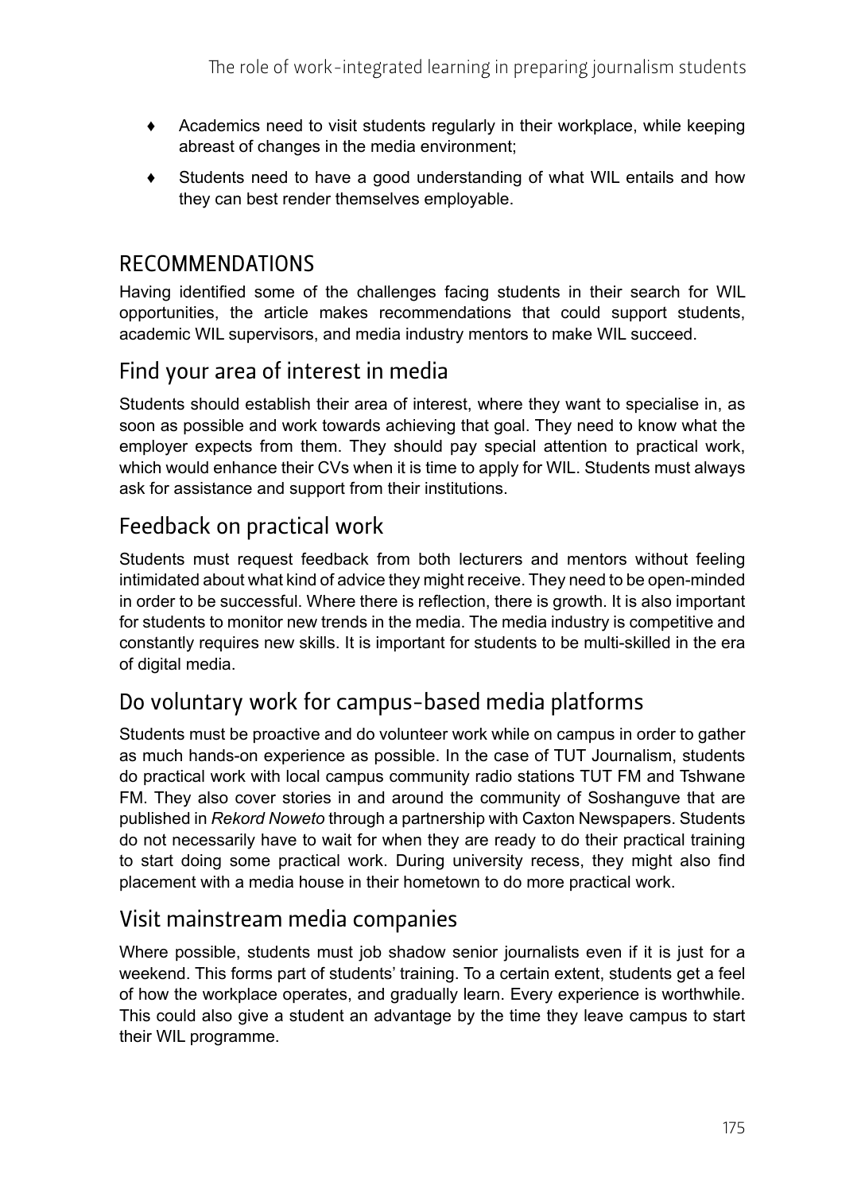- Academics need to visit students regularly in their workplace, while keeping abreast of changes in the media environment;
- Students need to have a good understanding of what WIL entails and how they can best render themselves employable.

## RECOMMENDATIONS

Having identified some of the challenges facing students in their search for WIL opportunities, the article makes recommendations that could support students, academic WIL supervisors, and media industry mentors to make WIL succeed.

### Find your area of interest in media

Students should establish their area of interest, where they want to specialise in, as soon as possible and work towards achieving that goal. They need to know what the employer expects from them. They should pay special attention to practical work, which would enhance their CVs when it is time to apply for WIL. Students must always ask for assistance and support from their institutions.

### Feedback on practical work

Students must request feedback from both lecturers and mentors without feeling intimidated about what kind of advice they might receive. They need to be open-minded in order to be successful. Where there is reflection, there is growth. It is also important for students to monitor new trends in the media. The media industry is competitive and constantly requires new skills. It is important for students to be multi-skilled in the era of digital media.

### Do voluntary work for campus-based media platforms

Students must be proactive and do volunteer work while on campus in order to gather as much hands-on experience as possible. In the case of TUT Journalism, students do practical work with local campus community radio stations TUT FM and Tshwane FM. They also cover stories in and around the community of Soshanguve that are published in *Rekord Noweto* through a partnership with Caxton Newspapers. Students do not necessarily have to wait for when they are ready to do their practical training to start doing some practical work. During university recess, they might also find placement with a media house in their hometown to do more practical work.

### Visit mainstream media companies

Where possible, students must job shadow senior journalists even if it is just for a weekend. This forms part of students' training. To a certain extent, students get a feel of how the workplace operates, and gradually learn. Every experience is worthwhile. This could also give a student an advantage by the time they leave campus to start their WIL programme.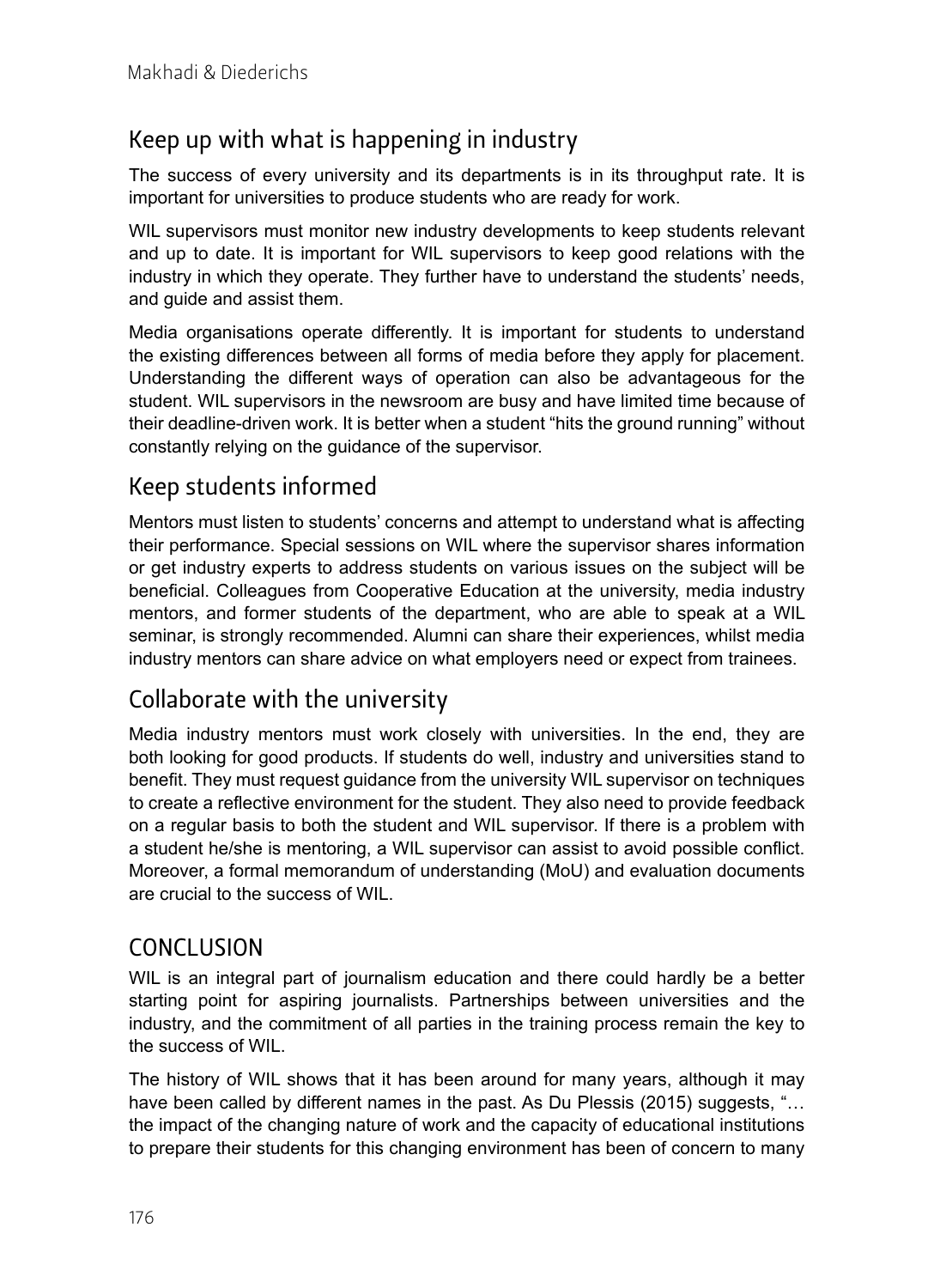## Keep up with what is happening in industry

The success of every university and its departments is in its throughput rate. It is important for universities to produce students who are ready for work.

WIL supervisors must monitor new industry developments to keep students relevant and up to date. It is important for WIL supervisors to keep good relations with the industry in which they operate. They further have to understand the students' needs, and guide and assist them.

Media organisations operate differently. It is important for students to understand the existing differences between all forms of media before they apply for placement. Understanding the different ways of operation can also be advantageous for the student. WIL supervisors in the newsroom are busy and have limited time because of their deadline-driven work. It is better when a student "hits the ground running" without constantly relying on the guidance of the supervisor.

## Keep students informed

Mentors must listen to students' concerns and attempt to understand what is affecting their performance. Special sessions on WIL where the supervisor shares information or get industry experts to address students on various issues on the subject will be beneficial. Colleagues from Cooperative Education at the university, media industry mentors, and former students of the department, who are able to speak at a WIL seminar, is strongly recommended. Alumni can share their experiences, whilst media industry mentors can share advice on what employers need or expect from trainees.

## Collaborate with the university

Media industry mentors must work closely with universities. In the end, they are both looking for good products. If students do well, industry and universities stand to benefit. They must request guidance from the university WIL supervisor on techniques to create a reflective environment for the student. They also need to provide feedback on a regular basis to both the student and WIL supervisor. If there is a problem with a student he/she is mentoring, a WIL supervisor can assist to avoid possible conflict. Moreover, a formal memorandum of understanding (MoU) and evaluation documents are crucial to the success of WIL.

# CONCLUSION

WIL is an integral part of journalism education and there could hardly be a better starting point for aspiring journalists. Partnerships between universities and the industry, and the commitment of all parties in the training process remain the key to the success of WIL.

The history of WIL shows that it has been around for many years, although it may have been called by different names in the past. As Du Plessis (2015) suggests, "… the impact of the changing nature of work and the capacity of educational institutions to prepare their students for this changing environment has been of concern to many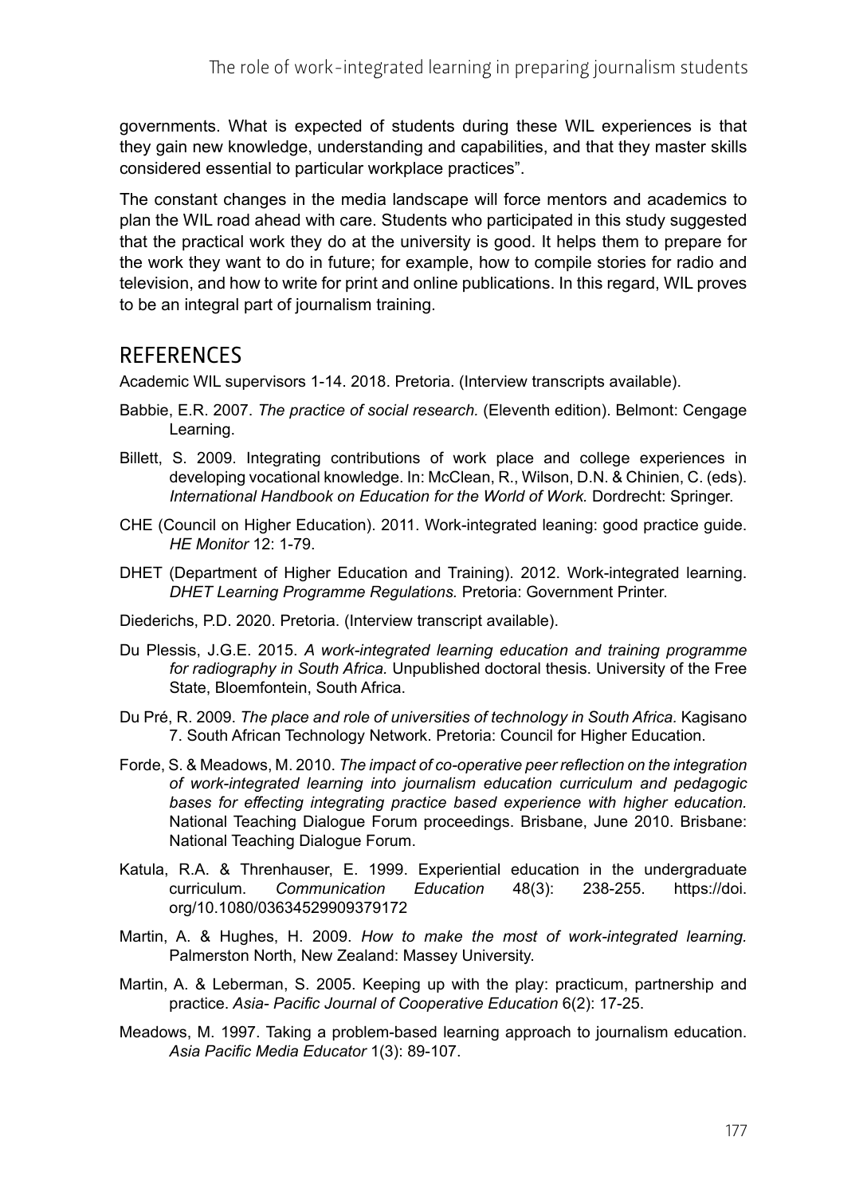governments. What is expected of students during these WIL experiences is that they gain new knowledge, understanding and capabilities, and that they master skills considered essential to particular workplace practices".

The constant changes in the media landscape will force mentors and academics to plan the WIL road ahead with care. Students who participated in this study suggested that the practical work they do at the university is good. It helps them to prepare for the work they want to do in future; for example, how to compile stories for radio and television, and how to write for print and online publications. In this regard, WIL proves to be an integral part of journalism training.

## REFERENCES

Academic WIL supervisors 1-14. 2018. Pretoria. (Interview transcripts available).

Babbie, E.R. 2007. *The practice of social research.* (Eleventh edition). Belmont: Cengage Learning.

Billett, S. 2009. Integrating contributions of work place and college experiences in developing vocational knowledge. In: McClean, R., Wilson, D.N. & Chinien, C. (eds). *International Handbook on Education for the World of Work.* Dordrecht: Springer.

CHE (Council on Higher Education). 2011. Work-integrated leaning: good practice guide. *HE Monitor* 12: 1-79.

DHET (Department of Higher Education and Training). 2012. Work-integrated learning. *DHET Learning Programme Regulations.* Pretoria: Government Printer.

Diederichs, P.D. 2020. Pretoria. (Interview transcript available).

Du Plessis, J.G.E. 2015. *A work-integrated learning education and training programme for radiography in South Africa.* Unpublished doctoral thesis. University of the Free State, Bloemfontein, South Africa.

Du Pré, R. 2009. *The place and role of universities of technology in South Africa.* Kagisano 7. South African Technology Network. Pretoria: Council for Higher Education.

Forde, S. & Meadows, M. 2010. *The impact of co-operative peer reflection on the integration of work-integrated learning into journalism education curriculum and pedagogic bases for effecting integrating practice based experience with higher education.* National Teaching Dialogue Forum proceedings. Brisbane, June 2010. Brisbane: National Teaching Dialogue Forum.

Katula, R.A. & Threnhauser, E. 1999. Experiential education in the undergraduate curriculum. *Communication Education* 48(3): 238-255. https://doi.org/10.1080/03634529909379172

Martin, A. & Hughes, H. 2009. *How to make the most of work-integrated learning.* Palmerston North, New Zealand: Massey University.

Martin, A. & Leberman, S. 2005. Keeping up with the play: practicum, partnership and practice. *Asia- Pacific Journal of Cooperative Education* 6(2): 17-25.

Meadows, M. 1997. Taking a problem-based learning approach to journalism education. *Asia Pacific Media Educator* 1(3): 89-107.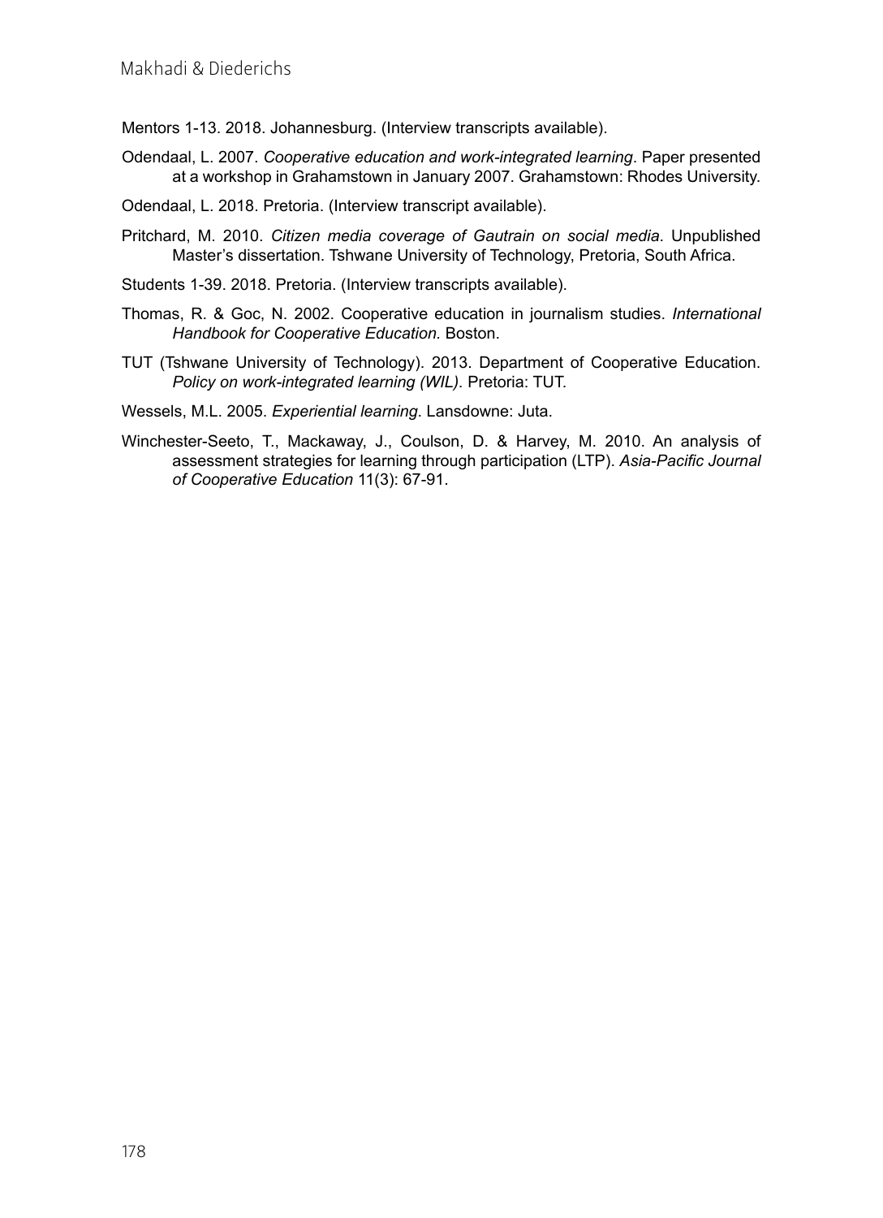Mentors 1-13. 2018. Johannesburg. (Interview transcripts available).

Odendaal, L. 2007. *Cooperative education and work-integrated learning*. Paper presented at a workshop in Grahamstown in January 2007. Grahamstown: Rhodes University.

Odendaal, L. 2018. Pretoria. (Interview transcript available).

Pritchard, M. 2010. *Citizen media coverage of Gautrain on social media*. Unpublished Master's dissertation. Tshwane University of Technology, Pretoria, South Africa.

Students 1-39. 2018. Pretoria. (Interview transcripts available).

Thomas, R. & Goc, N. 2002. Cooperative education in journalism studies. *International Handbook for Cooperative Education.* Boston.

TUT (Tshwane University of Technology). 2013. Department of Cooperative Education. *Policy on work-integrated learning (WIL).* Pretoria: TUT.

Wessels, M.L. 2005. *Experiential learning*. Lansdowne: Juta.

Winchester-Seeto, T., Mackaway, J., Coulson, D. & Harvey, M. 2010. An analysis of assessment strategies for learning through participation (LTP). *Asia-Pacific Journal of Cooperative Education* 11(3): 67-91.